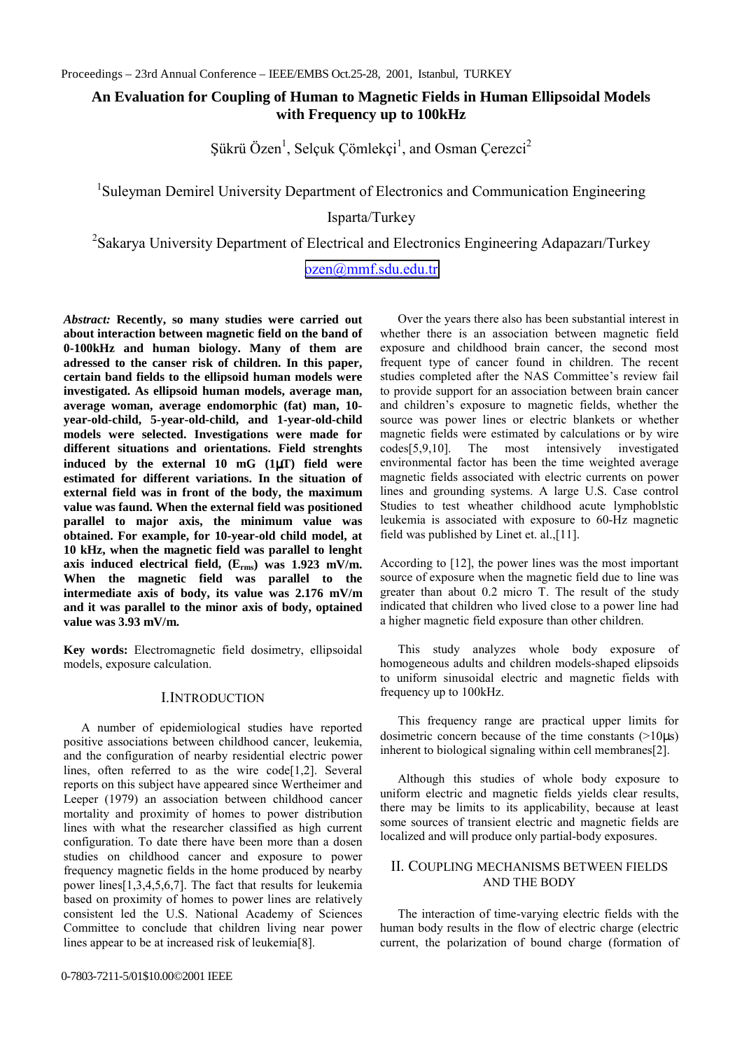# An Evaluation for Coupling of Human to Magnetic Fields in Human Ellipsoidal Models with Frequency up to 100kHz

Şükrü Özen[1], Selçuk Çömlekçi[1], and Osman Çerezci[2]

[1]Suleyman Demirel University Department of Electronics and Communication Engineering Isparta/Turkey

[2]Sakarya University Department of Electrical and Electronics Engineering Adapazarı/Turkey

ozen@mmf.sdu.edu.tr

***Abstract:*** **Recently, so many studies were carried out about interaction between magnetic field on the band of 0-100kHz and human biology. Many of them are adressed to the canser risk of children. In this paper, certain band fields to the ellipsoid human models were investigated. As ellipsoid human models, average man, average woman, average endomorphic (fat) man, 10-year-old-child, 5-year-old-child, and 1-year-old-child models were selected. Investigations were made for different situations and orientations. Field strenghts induced by the external 10 mG (1μT) field were estimated for different variations. In the situation of external field was in front of the body, the maximum value was faund. When the external field was positioned parallel to major axis, the minimum value was obtained. For example, for 10-year-old child model, at 10 kHz, when the magnetic field was parallel to lenght axis induced electrical field, ($E_{rms}$) was 1.923 mV/m. When the magnetic field was parallel to the intermediate axis of body, its value was 2.176 mV/m and it was parallel to the minor axis of body, optained value was 3.93 mV/m.**

**Key words:** Electromagnetic field dosimetry, ellipsoidal models, exposure calculation.

## I. INTRODUCTION

A number of epidemiological studies have reported positive associations between childhood cancer, leukemia, and the configuration of nearby residential electric power lines, often referred to as the wire code[1,2]. Several reports on this subject have appeared since Wertheimer and Leeper (1979) an association between childhood cancer mortality and proximity of homes to power distribution lines with what the researcher classified as high current configuration. To date there have been more than a dosen studies on childhood cancer and exposure to power frequency magnetic fields in the home produced by nearby power lines[1,3,4,5,6,7]. The fact that results for leukemia based on proximity of homes to power lines are relatively consistent led the U.S. National Academy of Sciences Committee to conclude that children living near power lines appear to be at increased risk of leukemia[8].

Over the years there also has been substantial interest in whether there is an association between magnetic field exposure and childhood brain cancer, the second most frequent type of cancer found in children. The recent studies completed after the NAS Committee's review fail to provide support for an association between brain cancer and children's exposure to magnetic fields, whether the source was power lines or electric blankets or whether magnetic fields were estimated by calculations or by wire codes[5,9,10]. The most intensively investigated environmental factor has been the time weighted average magnetic fields associated with electric currents on power lines and grounding systems. A large U.S. Case control Studies to test wheather childhood acute lymphoblstic leukemia is associated with exposure to 60-Hz magnetic field was published by Linet et. al.,[11].

According to [12], the power lines was the most important source of exposure when the magnetic field due to line was greater than about 0.2 micro T. The result of the study indicated that children who lived close to a power line had a higher magnetic field exposure than other children.

This study analyzes whole body exposure of homogeneous adults and children models-shaped elipsoids to uniform sinusoidal electric and magnetic fields with frequency up to 100kHz.

This frequency range are practical upper limits for dosimetric concern because of the time constants (>10μs) inherent to biological signaling within cell membranes[2].

Although this studies of whole body exposure to uniform electric and magnetic fields yields clear results, there may be limits to its applicability, because at least some sources of transient electric and magnetic fields are localized and will produce only partial-body exposures.

## II. COUPLING MECHANISMS BETWEEN FIELDS AND THE BODY

The interaction of time-varying electric fields with the human body results in the flow of electric charge (electric current, the polarization of bound charge (formation of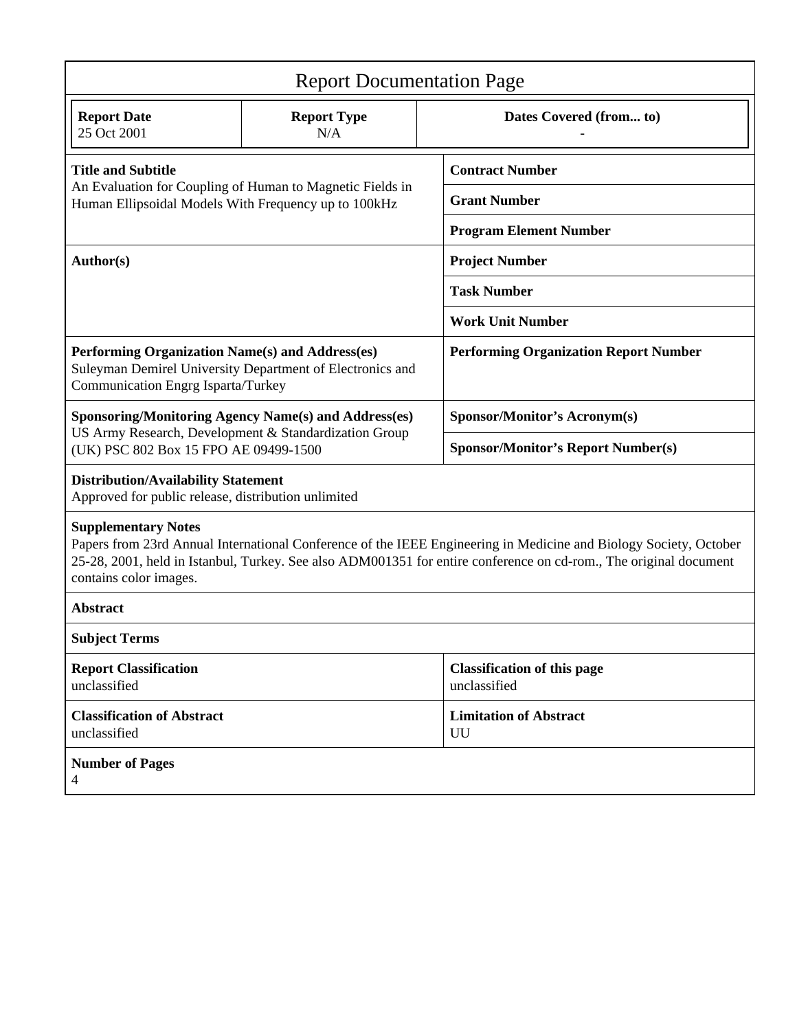# Report Documentation Page

| Report Date | Report Type | Dates Covered (from... to) |
|---|---|---|
| 25 Oct 2001 | N/A | - |

| | |
|---|---|
| **Title and Subtitle**<br>An Evaluation for Coupling of Human to Magnetic Fields in Human Ellipsoidal Models With Frequency up to 100kHz | **Contract Number** |
| | **Grant Number** |
| | **Program Element Number** |
| **Author(s)** | **Project Number** |
| | **Task Number** |
| | **Work Unit Number** |
| **Performing Organization Name(s) and Address(es)**<br>Suleyman Demirel University Department of Electronics and Communication Engrg Isparta/Turkey | **Performing Organization Report Number** |
| **Sponsoring/Monitoring Agency Name(s) and Address(es)**<br>US Army Research, Development & Standardization Group (UK) PSC 802 Box 15 FPO AE 09499-1500 | **Sponsor/Monitor's Acronym(s)** |
| | **Sponsor/Monitor's Report Number(s)** |

**Distribution/Availability Statement**
Approved for public release, distribution unlimited

**Supplementary Notes**
Papers from 23rd Annual International Conference of the IEEE Engineering in Medicine and Biology Society, October 25-28, 2001, held in Istanbul, Turkey. See also ADM001351 for entire conference on cd-rom., The original document contains color images.

**Abstract**

**Subject Terms**

| | |
|---|---|
| **Report Classification**<br>unclassified | **Classification of this page**<br>unclassified |
| **Classification of Abstract**<br>unclassified | **Limitation of Abstract**<br>UU |

**Number of Pages**
4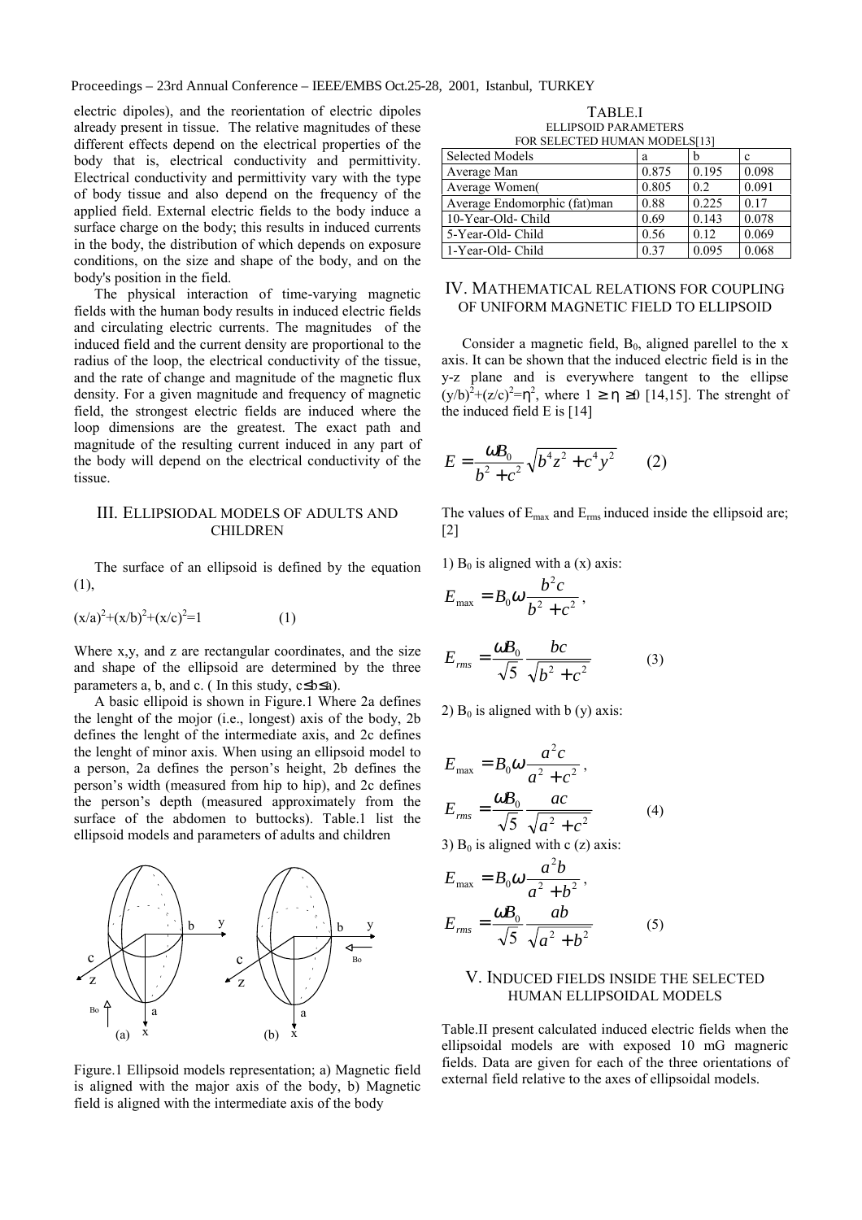electric dipoles), and the reorientation of electric dipoles already present in tissue. The relative magnitudes of these different effects depend on the electrical properties of the body that is, electrical conductivity and permittivity. Electrical conductivity and permittivity vary with the type of body tissue and also depend on the frequency of the applied field. External electric fields to the body induce a surface charge on the body; this results in induced currents in the body, the distribution of which depends on exposure conditions, on the size and shape of the body, and on the body's position in the field.

The physical interaction of time-varying magnetic fields with the human body results in induced electric fields and circulating electric currents. The magnitudes of the induced field and the current density are proportional to the radius of the loop, the electrical conductivity of the tissue, and the rate of change and magnitude of the magnetic flux density. For a given magnitude and frequency of magnetic field, the strongest electric fields are induced where the loop dimensions are the greatest. The exact path and magnitude of the resulting current induced in any part of the body will depend on the electrical conductivity of the tissue.

## III. Ellipsiodal models of adults and children

The surface of an ellipsoid is defined by the equation (1),

$$(x/a)^2+(x/b)^2+(x/c)^2=1 \qquad (1)$$

Where x,y, and z are rectangular coordinates, and the size and shape of the ellipsoid are determined by the three parameters a, b, and c. ( In this study, $c \le b \le a$).

A basic ellipoid is shown in Figure.1 Where 2a defines the lenght of the mojor (i.e., longest) axis of the body, 2b defines the lenght of the intermediate axis, and 2c defines the lenght of minor axis. When using an ellipsoid model to a person, 2a defines the person's height, 2b defines the person's width (measured from hip to hip), and 2c defines the person's depth (measured approximately from the surface of the abdomen to buttocks). Table.1 list the ellipsoid models and parameters of adults and children

Figure.1 Ellipsoid models representation; a) Magnetic field is aligned with the major axis of the body, b) Magnetic field is aligned with the intermediate axis of the body

TABLE.I
ELLIPSOID PARAMETERS
FOR SELECTED HUMAN MODELS[13]

| Selected Models | a | b | c |
|---|---|---|---|
| Average Man | 0.875 | 0.195 | 0.098 |
| Average Women( | 0.805 | 0.2 | 0.091 |
| Average Endomorphic (fat)man | 0.88 | 0.225 | 0.17 |
| 10-Year-Old- Child | 0.69 | 0.143 | 0.078 |
| 5-Year-Old- Child | 0.56 | 0.12 | 0.069 |
| 1-Year-Old- Child | 0.37 | 0.095 | 0.068 |

## IV. Mathematical relations for coupling of uniform magnetic field to ellipsoid

Consider a magnetic field, $B_0$, aligned parellel to the x axis. It can be shown that the induced electric field is in the y-z plane and is everywhere tangent to the ellipse $(y/b)^2+(z/c)^2=\eta^2$, where $1 \geq \eta \geq 0$ [14,15]. The strenght of the induced field E is [14]

$$E = \frac{\omega B_0}{b^2+c^2}\sqrt{b^4 z^2 + c^4 y^2} \qquad (2)$$

The values of $E_{max}$ and $E_{rms}$ induced inside the ellipsoid are; [2]

1) $B_0$ is aligned with a (x) axis:

$$E_{\max} = B_0 \omega \frac{b^2 c}{b^2+c^2},$$

$$E_{rms} = \frac{\omega B_0}{\sqrt{5}} \frac{bc}{\sqrt{b^2+c^2}} \qquad (3)$$

2) $B_0$ is aligned with b (y) axis:

$$E_{\max} = B_0 \omega \frac{a^2 c}{a^2+c^2},$$

$$E_{rms} = \frac{\omega B_0}{\sqrt{5}} \frac{ac}{\sqrt{a^2+c^2}} \qquad (4)$$

3) $B_0$ is aligned with c (z) axis:

$$E_{\max} = B_0 \omega \frac{a^2 b}{a^2+b^2},$$

$$E_{rms} = \frac{\omega B_0}{\sqrt{5}} \frac{ab}{\sqrt{a^2+b^2}} \qquad (5)$$

## V. Induced fields inside the selected human ellipsoidal models

Table.II present calculated induced electric fields when the ellipsoidal models are with exposed 10 mG magneric fields. Data are given for each of the three orientations of external field relative to the axes of ellipsoidal models.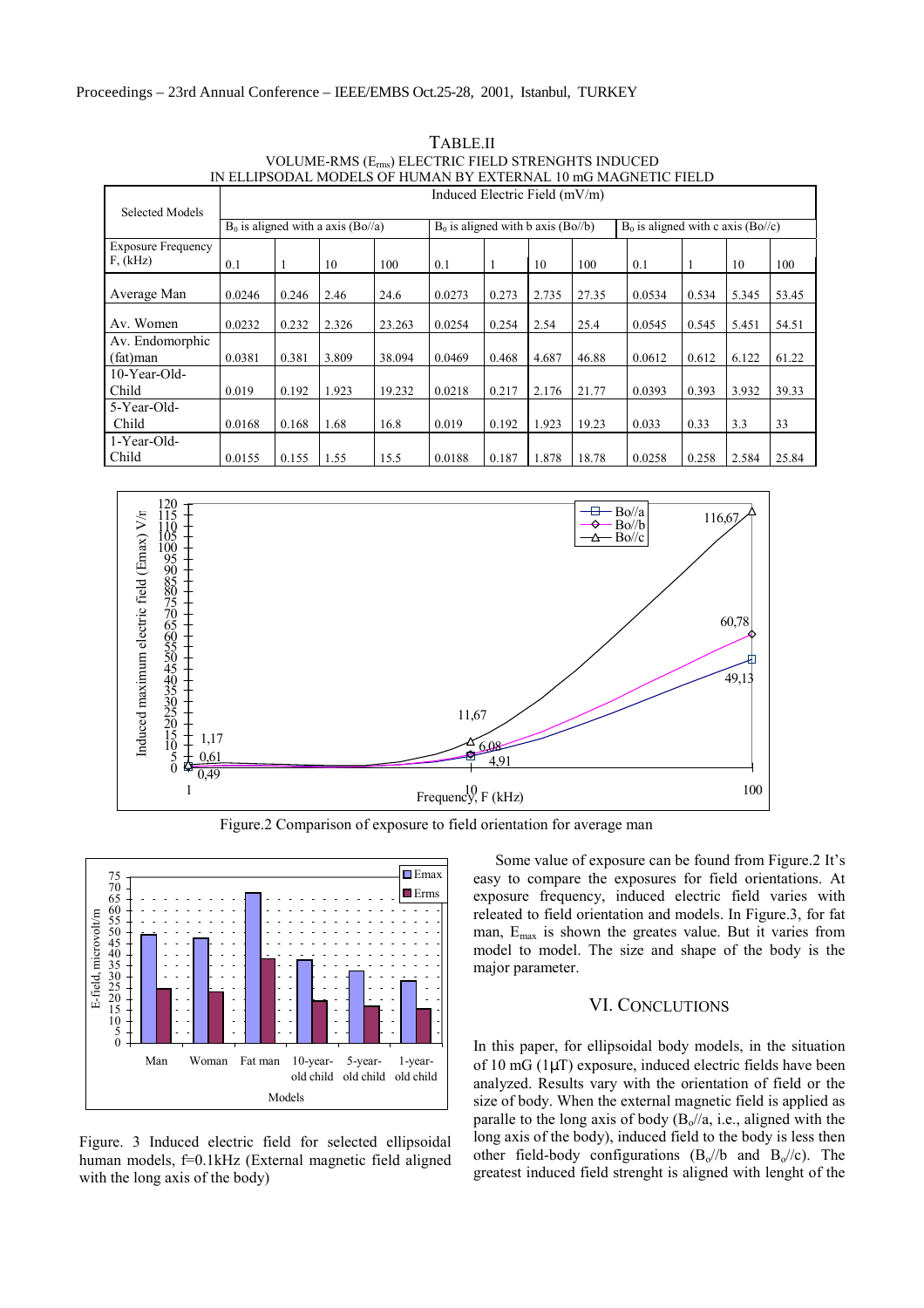TABLE.II
VOLUME-RMS ($E_{rms}$) ELECTRIC FIELD STRENGHTS INDUCED IN ELLIPSODAL MODELS OF HUMAN BY EXTERNAL 10 mG MAGNETIC FIELD

| Selected Models | Induced Electric Field (mV/m) | | | | | | | | | | | |
|---|---|---|---|---|---|---|---|---|---|---|---|---|
| | $B_0$ is aligned with a axis (Bo//a) | | | | $B_0$ is aligned with b axis (Bo//b) | | | | $B_0$ is aligned with c axis (Bo//c) | | | |
| Exposure Frequency F, (kHz) | 0.1 | 1 | 10 | 100 | 0.1 | 1 | 10 | 100 | 0.1 | 1 | 10 | 100 |
| Average Man | 0.0246 | 0.246 | 2.46 | 24.6 | 0.0273 | 0.273 | 2.735 | 27.35 | 0.0534 | 0.534 | 5.345 | 53.45 |
| Av. Women | 0.0232 | 0.232 | 2.326 | 23.263 | 0.0254 | 0.254 | 2.54 | 25.4 | 0.0545 | 0.545 | 5.451 | 54.51 |
| Av. Endomorphic (fat)man | 0.0381 | 0.381 | 3.809 | 38.094 | 0.0469 | 0.468 | 4.687 | 46.88 | 0.0612 | 0.612 | 6.122 | 61.22 |
| 10-Year-Old-Child | 0.019 | 0.192 | 1.923 | 19.232 | 0.0218 | 0.217 | 2.176 | 21.77 | 0.0393 | 0.393 | 3.932 | 39.33 |
| 5-Year-Old-Child | 0.0168 | 0.168 | 1.68 | 16.8 | 0.019 | 0.192 | 1.923 | 19.23 | 0.033 | 0.33 | 3.3 | 33 |
| 1-Year-Old-Child | 0.0155 | 0.155 | 1.55 | 15.5 | 0.0188 | 0.187 | 1.878 | 18.78 | 0.0258 | 0.258 | 2.584 | 25.84 |

Figure.2 Comparison of exposure to field orientation for average man

Figure. 3 Induced electric field for selected ellipsoidal human models, f=0.1kHz (External magnetic field aligned with the long axis of the body)

Some value of exposure can be found from Figure.2 It's easy to compare the exposures for field orientations. At exposure frequency, induced electric field varies with releated to field orientation and models. In Figure.3, for fat man, $E_{max}$ is shown the greates value. But it varies from model to model. The size and shape of the body is the major parameter.

## VI. CONCLUTIONS

In this paper, for ellipsoidal body models, in the situation of 10 mG (1μT) exposure, induced electric fields have been analyzed. Results vary with the orientation of field or the size of body. When the external magnetic field is applied as paralle to the long axis of body ($B_o$//a, i.e., aligned with the long axis of the body), induced field to the body is less then other field-body configurations ($B_o$//b and $B_o$//c). The greatest induced field strenght is aligned with lenght of the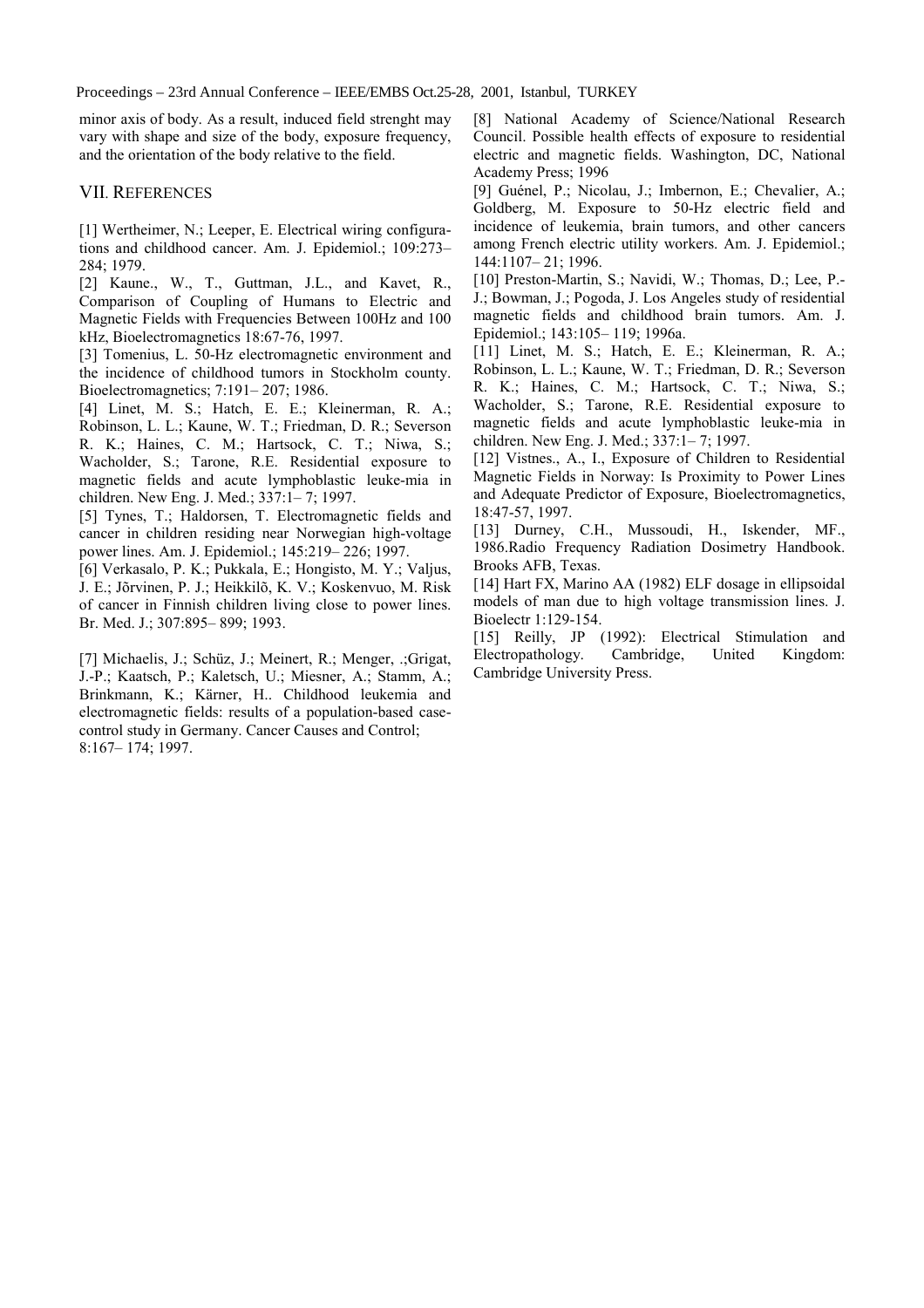minor axis of body. As a result, induced field strenght may vary with shape and size of the body, exposure frequency, and the orientation of the body relative to the field.

## VII. REFERENCES

[1] Wertheimer, N.; Leeper, E. Electrical wiring configurations and childhood cancer. Am. J. Epidemiol.; 109:273–284; 1979.

[2] Kaune., W., T., Guttman, J.L., and Kavet, R., Comparison of Coupling of Humans to Electric and Magnetic Fields with Frequencies Between 100Hz and 100 kHz, Bioelectromagnetics 18:67-76, 1997.

[3] Tomenius, L. 50-Hz electromagnetic environment and the incidence of childhood tumors in Stockholm county. Bioelectromagnetics; 7:191– 207; 1986.

[4] Linet, M. S.; Hatch, E. E.; Kleinerman, R. A.; Robinson, L. L.; Kaune, W. T.; Friedman, D. R.; Severson R. K.; Haines, C. M.; Hartsock, C. T.; Niwa, S.; Wacholder, S.; Tarone, R.E. Residential exposure to magnetic fields and acute lymphoblastic leuke-mia in children. New Eng. J. Med.; 337:1– 7; 1997.

[5] Tynes, T.; Haldorsen, T. Electromagnetic fields and cancer in children residing near Norwegian high-voltage power lines. Am. J. Epidemiol.; 145:219– 226; 1997.

[6] Verkasalo, P. K.; Pukkala, E.; Hongisto, M. Y.; Valjus, J. E.; Jõrvinen, P. J.; Heikkilõ, K. V.; Koskenvuo, M. Risk of cancer in Finnish children living close to power lines. Br. Med. J.; 307:895– 899; 1993.

[7] Michaelis, J.; Schüz, J.; Meinert, R.; Menger, .;Grigat, J.-P.; Kaatsch, P.; Kaletsch, U.; Miesner, A.; Stamm, A.; Brinkmann, K.; Kärner, H.. Childhood leukemia and electromagnetic fields: results of a population-based case-control study in Germany. Cancer Causes and Control; 8:167– 174; 1997.

[8] National Academy of Science/National Research Council. Possible health effects of exposure to residential electric and magnetic fields. Washington, DC, National Academy Press; 1996

[9] Guénel, P.; Nicolau, J.; Imbernon, E.; Chevalier, A.; Goldberg, M. Exposure to 50-Hz electric field and incidence of leukemia, brain tumors, and other cancers among French electric utility workers. Am. J. Epidemiol.; 144:1107– 21; 1996.

[10] Preston-Martin, S.; Navidi, W.; Thomas, D.; Lee, P.-J.; Bowman, J.; Pogoda, J. Los Angeles study of residential magnetic fields and childhood brain tumors. Am. J. Epidemiol.; 143:105– 119; 1996a.

[11] Linet, M. S.; Hatch, E. E.; Kleinerman, R. A.; Robinson, L. L.; Kaune, W. T.; Friedman, D. R.; Severson R. K.; Haines, C. M.; Hartsock, C. T.; Niwa, S.; Wacholder, S.; Tarone, R.E. Residential exposure to magnetic fields and acute lymphoblastic leuke-mia in children. New Eng. J. Med.; 337:1– 7; 1997.

[12] Vistnes., A., I., Exposure of Children to Residential Magnetic Fields in Norway: Is Proximity to Power Lines and Adequate Predictor of Exposure, Bioelectromagnetics, 18:47-57, 1997.

[13] Durney, C.H., Mussoudi, H., Iskender, MF., 1986.Radio Frequency Radiation Dosimetry Handbook. Brooks AFB, Texas.

[14] Hart FX, Marino AA (1982) ELF dosage in ellipsoidal models of man due to high voltage transmission lines. J. Bioelectr 1:129-154.

[15] Reilly, JP (1992): Electrical Stimulation and Electropathology. Cambridge, United Kingdom: Cambridge University Press.